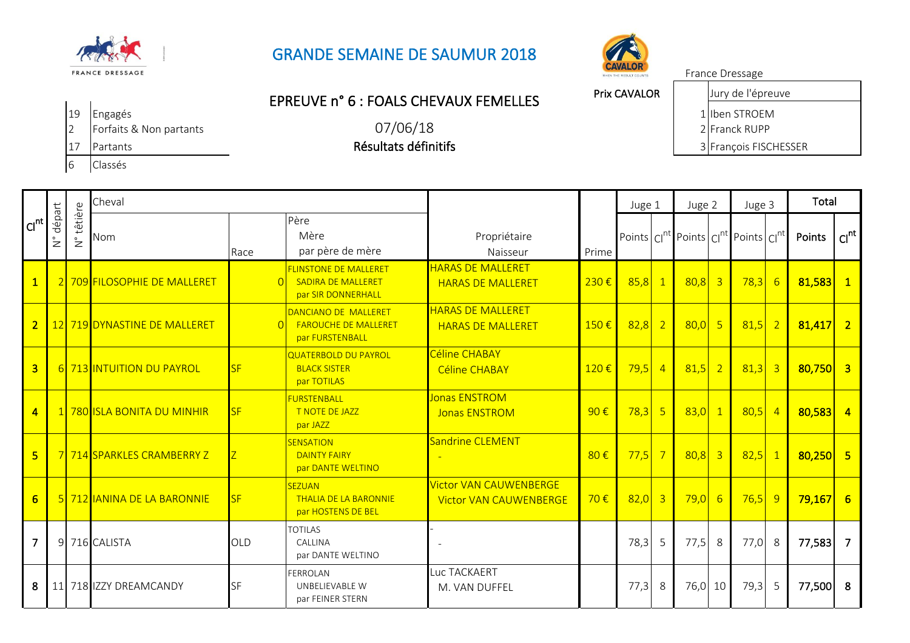# GRANDE SEMAINE DE SAUMUR 2018

FRANCE DRESSAGE

CAVALOR

France Dressage

## EPREUVE n° 6 : FOALS CHEVAUX FEMELLES

Prix CAVALOR

| | |
|---|---|
| 19 | Engagés |
| 2 | Forfaits & Non partants |
| 17 | Partants |
| 6 | Classés |

07/06/18

**Résultats définitifs**

| | Jury de l'épreuve |
|---|---|
| 1 | Iben STROEM |
| 2 | Franck RUPP |
| 3 | François FISCHESSER |

| Cl[nt] | N° départ | N° têtière | Cheval Nom | Race | Père Mère par père de mère | Propriétaire Naisseur | Prime | Juge 1 Points | Juge 1 Cl[nt] | Juge 2 Points | Juge 2 Cl[nt] | Juge 3 Points | Juge 3 Cl[nt] | Total Points | Total Cl[nt] |
|---|---|---|---|---|---|---|---|---|---|---|---|---|---|---|---|
| 1 | 2 | 709 | FILOSOPHIE DE MALLERET | 0 | FLINSTONE DE MALLERET SADIRA DE MALLERET par SIR DONNERHALL | HARAS DE MALLERET HARAS DE MALLERET | 230 € | 85,8 | 1 | 80,8 | 3 | 78,3 | 6 | 81,583 | 1 |
| 2 | 12 | 719 | DYNASTINE DE MALLERET | 0 | DANCIANO DE MALLERET FAROUCHE DE MALLERET par FURSTENBALL | HARAS DE MALLERET HARAS DE MALLERET | 150 € | 82,8 | 2 | 80,0 | 5 | 81,5 | 2 | 81,417 | 2 |
| 3 | 6 | 713 | INTUITION DU PAYROL | SF | QUATERBOLD DU PAYROL BLACK SISTER par TOTILAS | Céline CHABAY Céline CHABAY | 120 € | 79,5 | 4 | 81,5 | 2 | 81,3 | 3 | 80,750 | 3 |
| 4 | 1 | 780 | ISLA BONITA DU MINHIR | SF | FURSTENBALL T NOTE DE JAZZ par JAZZ | Jonas ENSTROM Jonas ENSTROM | 90 € | 78,3 | 5 | 83,0 | 1 | 80,5 | 4 | 80,583 | 4 |
| 5 | 7 | 714 | SPARKLES CRAMBERRY Z | Z | SENSATION DAINTY FAIRY par DANTE WELTINO | Sandrine CLEMENT - | 80 € | 77,5 | 7 | 80,8 | 3 | 82,5 | 1 | 80,250 | 5 |
| 6 | 5 | 712 | IANINA DE LA BARONNIE | SF | SEZUAN THALIA DE LA BARONNIE par HOSTENS DE BEL | Victor VAN CAUWENBERGE Victor VAN CAUWENBERGE | 70 € | 82,0 | 3 | 79,0 | 6 | 76,5 | 9 | 79,167 | 6 |
| 7 | 9 | 716 | CALISTA | OLD | TOTILAS CALLINA par DANTE WELTINO | - - | | 78,3 | 5 | 77,5 | 8 | 77,0 | 8 | 77,583 | 7 |
| 8 | 11 | 718 | IZZY DREAMCANDY | SF | FERROLAN UNBELIEVABLE W par FEINER STERN | Luc TACKAERT M. VAN DUFFEL | | 77,3 | 8 | 76,0 | 10 | 79,3 | 5 | 77,500 | 8 |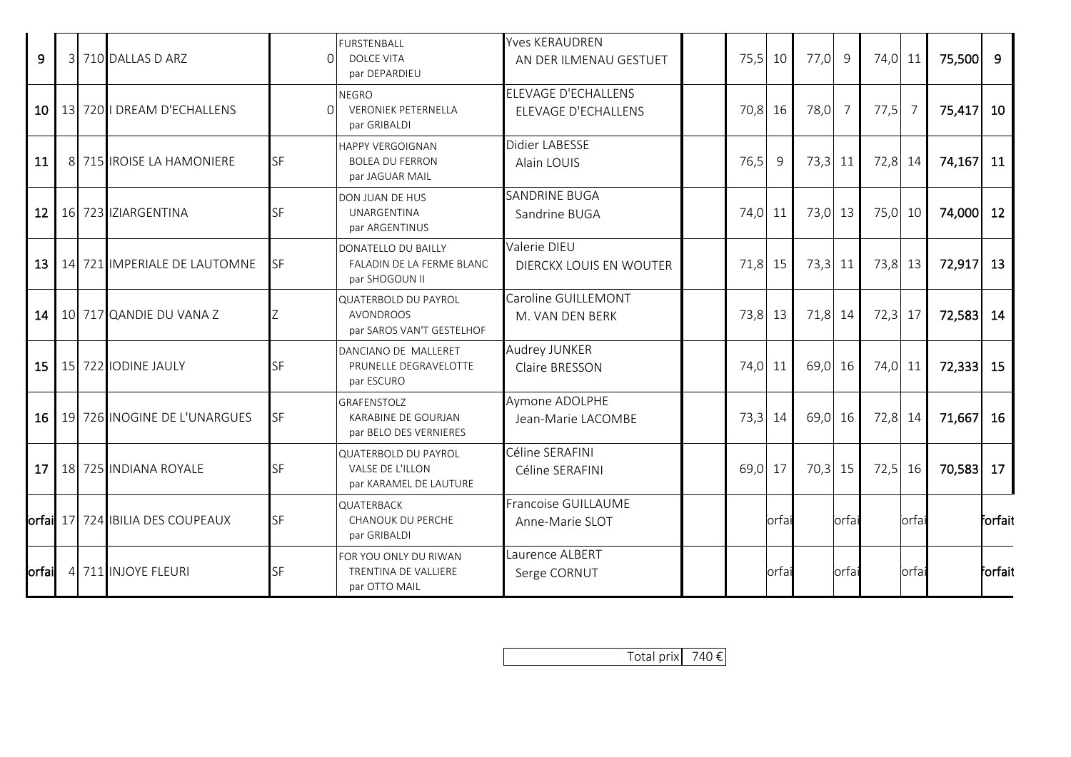| | | | | | | | | | | | | | | | |
|---|---|---|---|---|---|---|---|---|---|---|---|---|---|---|---|
| 9 | 3 | 710 | DALLAS D ARZ | 0 | FURSTENBALL<br>DOLCE VITA<br>par DEPARDIEU | Yves KERAUDREN<br>AN DER ILMENAU GESTUET | | 75,5 | 10 | 77,0 | 9 | 74,0 | 11 | **75,500** | **9** |
| 10 | 13 | 720 | I DREAM D'ECHALLENS | 0 | NEGRO<br>VERONIEK PETERNELLA<br>par GRIBALDI | ELEVAGE D'ECHALLENS<br>ELEVAGE D'ECHALLENS | | 70,8 | 16 | 78,0 | 7 | 77,5 | 7 | **75,417** | **10** |
| 11 | 8 | 715 | IROISE LA HAMONIERE | SF | HAPPY VERGOIGNAN<br>BOLEA DU FERRON<br>par JAGUAR MAIL | Didier LABESSE<br>Alain LOUIS | | 76,5 | 9 | 73,3 | 11 | 72,8 | 14 | **74,167** | **11** |
| 12 | 16 | 723 | IZIARGENTINA | SF | DON JUAN DE HUS<br>UNARGENTINA<br>par ARGENTINUS | SANDRINE BUGA<br>Sandrine BUGA | | 74,0 | 11 | 73,0 | 13 | 75,0 | 10 | **74,000** | **12** |
| 13 | 14 | 721 | IMPERIALE DE LAUTOMNE | SF | DONATELLO DU BAILLY<br>FALADIN DE LA FERME BLANC<br>par SHOGOUN II | Valerie DIEU<br>DIERCKX LOUIS EN WOUTER | | 71,8 | 15 | 73,3 | 11 | 73,8 | 13 | **72,917** | **13** |
| 14 | 10 | 717 | QANDIE DU VANA Z | Z | QUATERBOLD DU PAYROL<br>AVONDROOS<br>par SAROS VAN'T GESTELHOF | Caroline GUILLEMONT<br>M. VAN DEN BERK | | 73,8 | 13 | 71,8 | 14 | 72,3 | 17 | **72,583** | **14** |
| 15 | 15 | 722 | IODINE JAULY | SF | DANCIANO DE MALLERET<br>PRUNELLE DEGRAVELOTTE<br>par ESCURO | Audrey JUNKER<br>Claire BRESSON | | 74,0 | 11 | 69,0 | 16 | 74,0 | 11 | **72,333** | **15** |
| 16 | 19 | 726 | INOGINE DE L'UNARGUES | SF | GRAFENSTOLZ<br>KARABINE DE GOURJAN<br>par BELO DES VERNIERES | Aymone ADOLPHE<br>Jean-Marie LACOMBE | | 73,3 | 14 | 69,0 | 16 | 72,8 | 14 | **71,667** | **16** |
| 17 | 18 | 725 | INDIANA ROYALE | SF | QUATERBOLD DU PAYROL<br>VALSE DE L'ILLON<br>par KARAMEL DE LAUTURE | Céline SERAFINI<br>Céline SERAFINI | | 69,0 | 17 | 70,3 | 15 | 72,5 | 16 | **70,583** | **17** |
| orfai | 17 | 724 | IBILIA DES COUPEAUX | SF | QUATERBACK<br>CHANOUK DU PERCHE<br>par GRIBALDI | Francoise GUILLAUME<br>Anne-Marie SLOT | | | orfai | | orfai | | orfai | | forfait |
| orfai | 4 | 711 | INJOYE FLEURI | SF | FOR YOU ONLY DU RIWAN<br>TRENTINA DE VALLIERE<br>par OTTO MAIL | Laurence ALBERT<br>Serge CORNUT | | | orfai | | orfai | | orfai | | forfait |

| Total prix | 740 € |
|---|---|